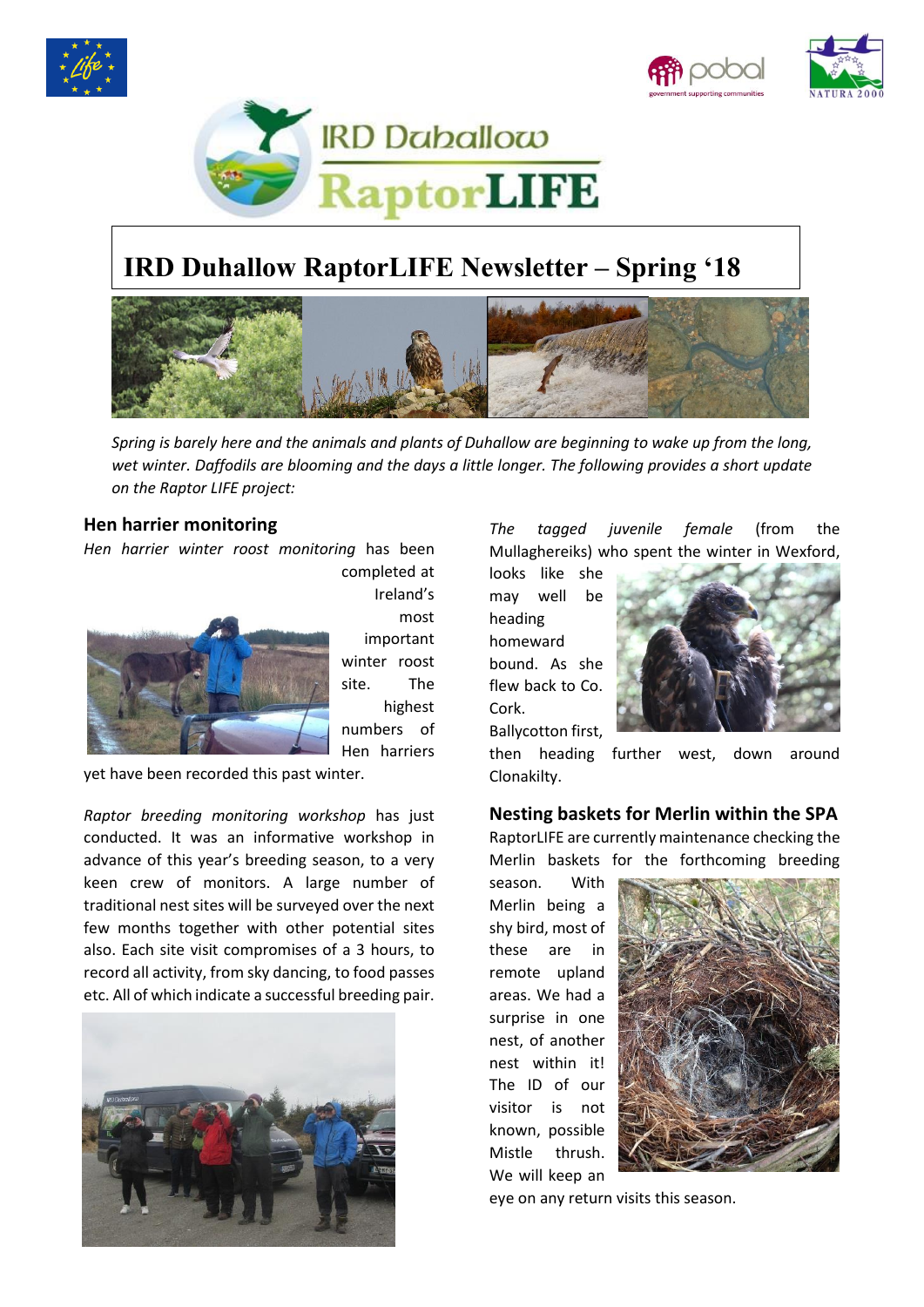# IRD Duhallow RaptorLIFE Newsletter – Spring '18

*Spring is barely here and the animals and plants of Duhallow are beginning to wake up from the long, wet winter. Daffodils are blooming and the days a little longer. The following provides a short update on the Raptor LIFE project:*

## Hen harrier monitoring

*Hen harrier winter roost monitoring* has been completed at Ireland's most important winter roost site. The highest numbers of Hen harriers yet have been recorded this past winter.

*Raptor breeding monitoring workshop* has just conducted. It was an informative workshop in advance of this year's breeding season, to a very keen crew of monitors. A large number of traditional nest sites will be surveyed over the next few months together with other potential sites also. Each site visit compromises of a 3 hours, to record all activity, from sky dancing, to food passes etc. All of which indicate a successful breeding pair.

*The tagged juvenile female* (from the Mullaghereiks) who spent the winter in Wexford, looks like she may well be heading homeward bound. As she flew back to Co. Cork. Ballycotton first, then heading further west, down around Clonakilty.

## Nesting baskets for Merlin within the SPA

RaptorLIFE are currently maintenance checking the Merlin baskets for the forthcoming breeding season. With Merlin being a shy bird, most of these are in remote upland areas. We had a surprise in one nest, of another nest within it! The ID of our visitor is not known, possible Mistle thrush. We will keep an eye on any return visits this season.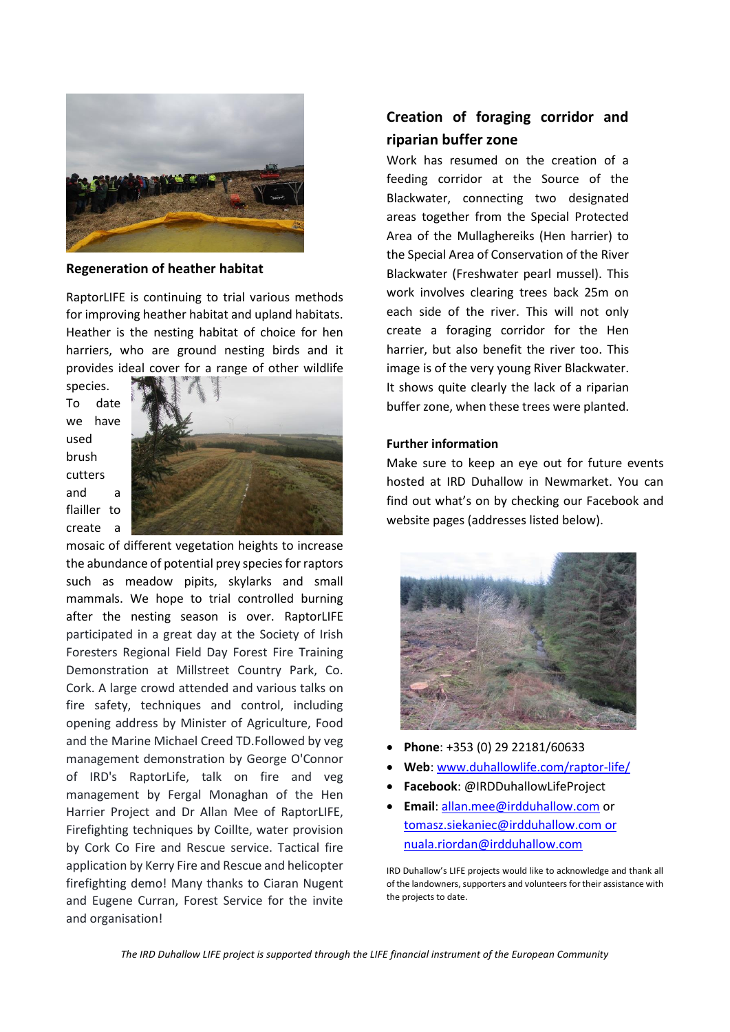## Regeneration of heather habitat

RaptorLIFE is continuing to trial various methods for improving heather habitat and upland habitats. Heather is the nesting habitat of choice for hen harriers, who are ground nesting birds and it provides ideal cover for a range of other wildlife species. To date we have used brush cutters and a flailler to create a mosaic of different vegetation heights to increase the abundance of potential prey species for raptors such as meadow pipits, skylarks and small mammals. We hope to trial controlled burning after the nesting season is over. RaptorLIFE participated in a great day at the Society of Irish Foresters Regional Field Day Forest Fire Training Demonstration at Millstreet Country Park, Co. Cork. A large crowd attended and various talks on fire safety, techniques and control, including opening address by Minister of Agriculture, Food and the Marine Michael Creed TD.Followed by veg management demonstration by George O'Connor of IRD's RaptorLife, talk on fire and veg management by Fergal Monaghan of the Hen Harrier Project and Dr Allan Mee of RaptorLIFE, Firefighting techniques by Coillte, water provision by Cork Co Fire and Rescue service. Tactical fire application by Kerry Fire and Rescue and helicopter firefighting demo! Many thanks to Ciaran Nugent and Eugene Curran, Forest Service for the invite and organisation!

## Creation of foraging corridor and riparian buffer zone

Work has resumed on the creation of a feeding corridor at the Source of the Blackwater, connecting two designated areas together from the Special Protected Area of the Mullaghereiks (Hen harrier) to the Special Area of Conservation of the River Blackwater (Freshwater pearl mussel). This work involves clearing trees back 25m on each side of the river. This will not only create a foraging corridor for the Hen harrier, but also benefit the river too. This image is of the very young River Blackwater. It shows quite clearly the lack of a riparian buffer zone, when these trees were planted.

### Further information

Make sure to keep an eye out for future events hosted at IRD Duhallow in Newmarket. You can find out what's on by checking our Facebook and website pages (addresses listed below).

- **Phone**: +353 (0) 29 22181/60633
- **Web**: www.duhallowlife.com/raptor-life/
- **Facebook**: @IRDDuhallowLifeProject
- **Email**: allan.mee@irdduhallow.com or tomasz.siekaniec@irdduhallow.com or nuala.riordan@irdduhallow.com

IRD Duhallow's LIFE projects would like to acknowledge and thank all of the landowners, supporters and volunteers for their assistance with the projects to date.

*The IRD Duhallow LIFE project is supported through the LIFE financial instrument of the European Community*